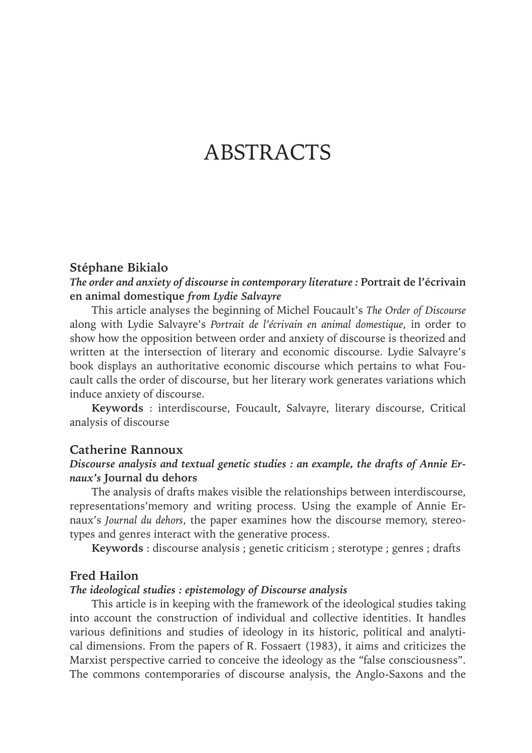# ABSTRACTS

## Stéphane Bikialo

***The order and anxiety of discourse in contemporary literature :* Portrait de l'écrivain en animal domestique *from Lydie Salvayre***

This article analyses the beginning of Michel Foucault's *The Order of Discourse* along with Lydie Salvayre's *Portrait de l'écrivain en animal domestique*, in order to show how the opposition between order and anxiety of discourse is theorized and written at the intersection of literary and economic discourse. Lydie Salvayre's book displays an authoritative economic discourse which pertains to what Foucault calls the order of discourse, but her literary work generates variations which induce anxiety of discourse.

**Keywords** : interdiscourse, Foucault, Salvayre, literary discourse, Critical analysis of discourse

## Catherine Rannoux

***Discourse analysis and textual genetic studies : an example, the drafts of Annie Ernaux's* Journal du dehors**

The analysis of drafts makes visible the relationships between interdiscourse, representations'memory and writing process. Using the example of Annie Ernaux's *Journal du dehors*, the paper examines how the discourse memory, stereotypes and genres interact with the generative process.

**Keywords** : discourse analysis ; genetic criticism ; sterotype ; genres ; drafts

## Fred Hailon

***The ideological studies : epistemology of Discourse analysis***

This article is in keeping with the framework of the ideological studies taking into account the construction of individual and collective identities. It handles various definitions and studies of ideology in its historic, political and analytical dimensions. From the papers of R. Fossaert (1983), it aims and criticizes the Marxist perspective carried to conceive the ideology as the "false consciousness". The commons contemporaries of discourse analysis, the Anglo-Saxons and the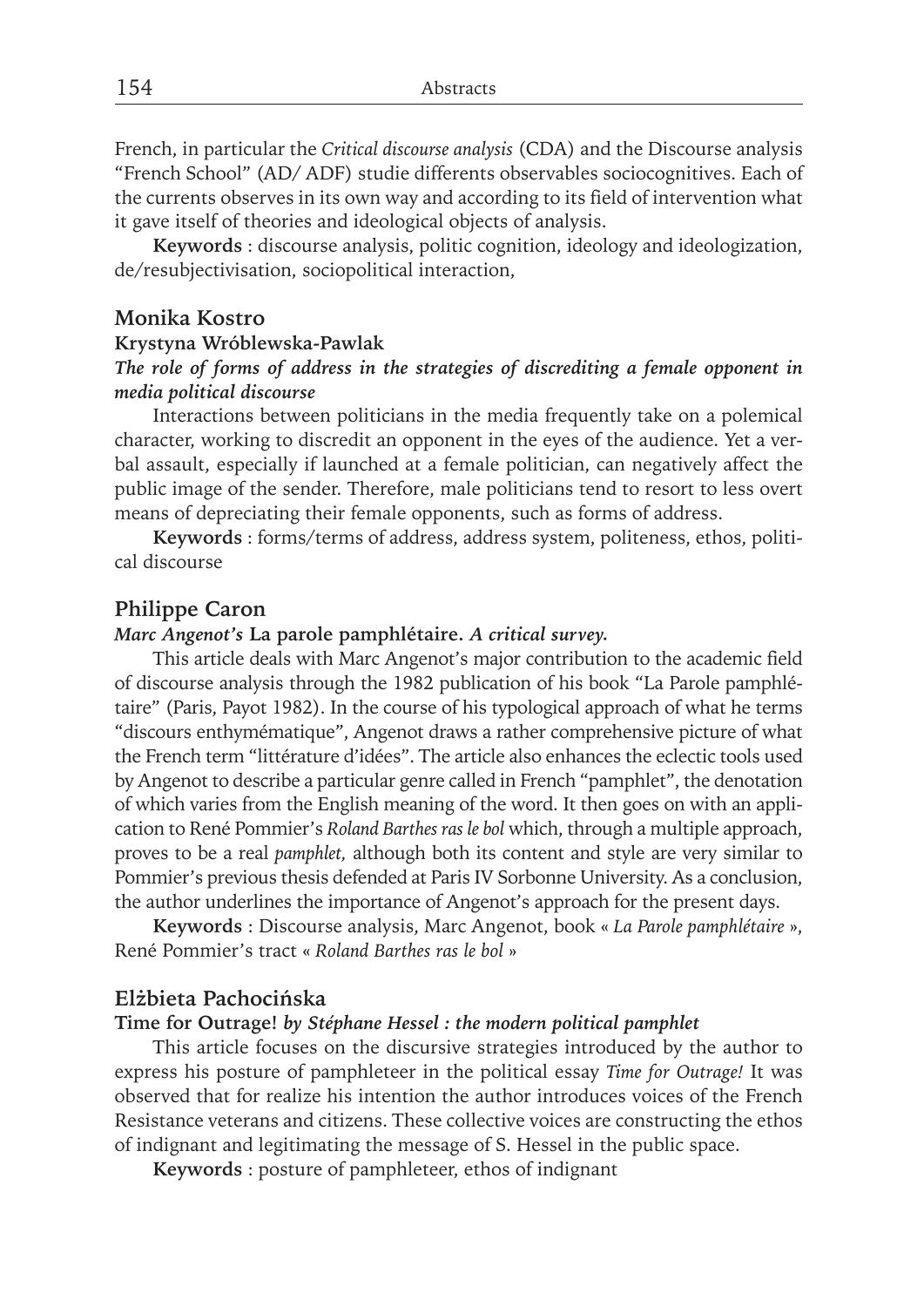French, in particular the *Critical discourse analysis* (CDA) and the Discourse analysis "French School" (AD/ ADF) studie differents observables sociocognitives. Each of the currents observes in its own way and according to its field of intervention what it gave itself of theories and ideological objects of analysis.

**Keywords** : discourse analysis, politic cognition, ideology and ideologization, de/resubjectivisation, sociopolitical interaction,

## Monika Kostro

**Krystyna Wróblewska-Pawlak**

***The role of forms of address in the strategies of discrediting a female opponent in media political discourse***

Interactions between politicians in the media frequently take on a polemical character, working to discredit an opponent in the eyes of the audience. Yet a verbal assault, especially if launched at a female politician, can negatively affect the public image of the sender. Therefore, male politicians tend to resort to less overt means of depreciating their female opponents, such as forms of address.

**Keywords** : forms/terms of address, address system, politeness, ethos, political discourse

## Philippe Caron

***Marc Angenot's* La parole pamphlétaire. *A critical survey.***

This article deals with Marc Angenot's major contribution to the academic field of discourse analysis through the 1982 publication of his book "La Parole pamphlétaire" (Paris, Payot 1982). In the course of his typological approach of what he terms "discours enthymématique", Angenot draws a rather comprehensive picture of what the French term "littérature d'idées". The article also enhances the eclectic tools used by Angenot to describe a particular genre called in French "pamphlet", the denotation of which varies from the English meaning of the word. It then goes on with an application to René Pommier's *Roland Barthes ras le bol* which, through a multiple approach, proves to be a real *pamphlet,* although both its content and style are very similar to Pommier's previous thesis defended at Paris IV Sorbonne University. As a conclusion, the author underlines the importance of Angenot's approach for the present days.

**Keywords** : Discourse analysis, Marc Angenot, book « *La Parole pamphlétaire* », René Pommier's tract « *Roland Barthes ras le bol* »

## Elżbieta Pachocińska

**Time for Outrage!** ***by Stéphane Hessel : the modern political pamphlet***

This article focuses on the discursive strategies introduced by the author to express his posture of pamphleteer in the political essay *Time for Outrage!* It was observed that for realize his intention the author introduces voices of the French Resistance veterans and citizens. These collective voices are constructing the ethos of indignant and legitimating the message of S. Hessel in the public space.

**Keywords** : posture of pamphleteer, ethos of indignant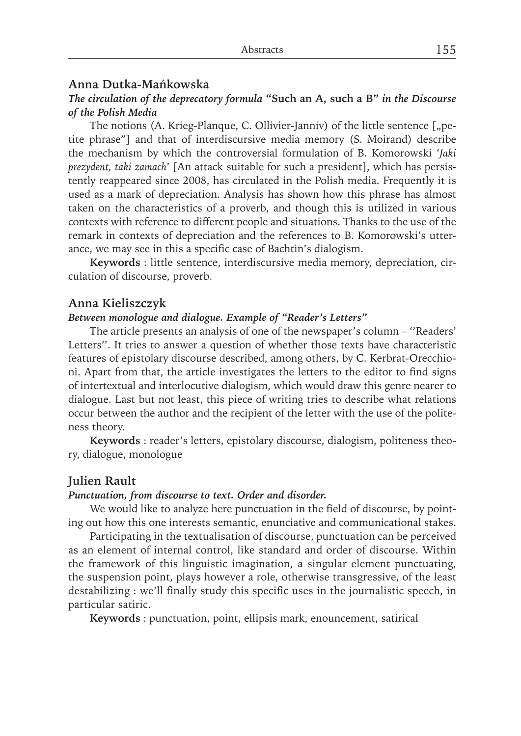## Anna Dutka-Mańkowska

### *The circulation of the deprecatory formula* **"Such an A, such a B"** *in the Discourse of the Polish Media*

The notions (A. Krieg-Planque, C. Ollivier-Janniv) of the little sentence [„petite phrase"] and that of interdiscursive media memory (S. Moirand) describe the mechanism by which the controversial formulation of B. Komorowski '*Jaki prezydent, taki zamach*' [An attack suitable for such a president], which has persistently reappeared since 2008, has circulated in the Polish media. Frequently it is used as a mark of depreciation. Analysis has shown how this phrase has almost taken on the characteristics of a proverb, and though this is utilized in various contexts with reference to different people and situations. Thanks to the use of the remark in contexts of depreciation and the references to B. Komorowski's utterance, we may see in this a specific case of Bachtin's dialogism.

**Keywords** : little sentence, interdiscursive media memory, depreciation, circulation of discourse, proverb.

## Anna Kieliszczyk

### *Between monologue and dialogue. Example of "Reader's Letters"*

The article presents an analysis of one of the newspaper's column – ''Readers' Letters''. It tries to answer a question of whether those texts have characteristic features of epistolary discourse described, among others, by C. Kerbrat-Orecchioni. Apart from that, the article investigates the letters to the editor to find signs of intertextual and interlocutive dialogism, which would draw this genre nearer to dialogue. Last but not least, this piece of writing tries to describe what relations occur between the author and the recipient of the letter with the use of the politeness theory.

**Keywords** : reader's letters, epistolary discourse, dialogism, politeness theory, dialogue, monologue

## Julien Rault

### *Punctuation, from discourse to text. Order and disorder.*

We would like to analyze here punctuation in the field of discourse, by pointing out how this one interests semantic, enunciative and communicational stakes.

Participating in the textualisation of discourse, punctuation can be perceived as an element of internal control, like standard and order of discourse. Within the framework of this linguistic imagination, a singular element punctuating, the suspension point, plays however a role, otherwise transgressive, of the least destabilizing : we'll finally study this specific uses in the journalistic speech, in particular satiric.

**Keywords** : punctuation, point, ellipsis mark, enouncement, satirical